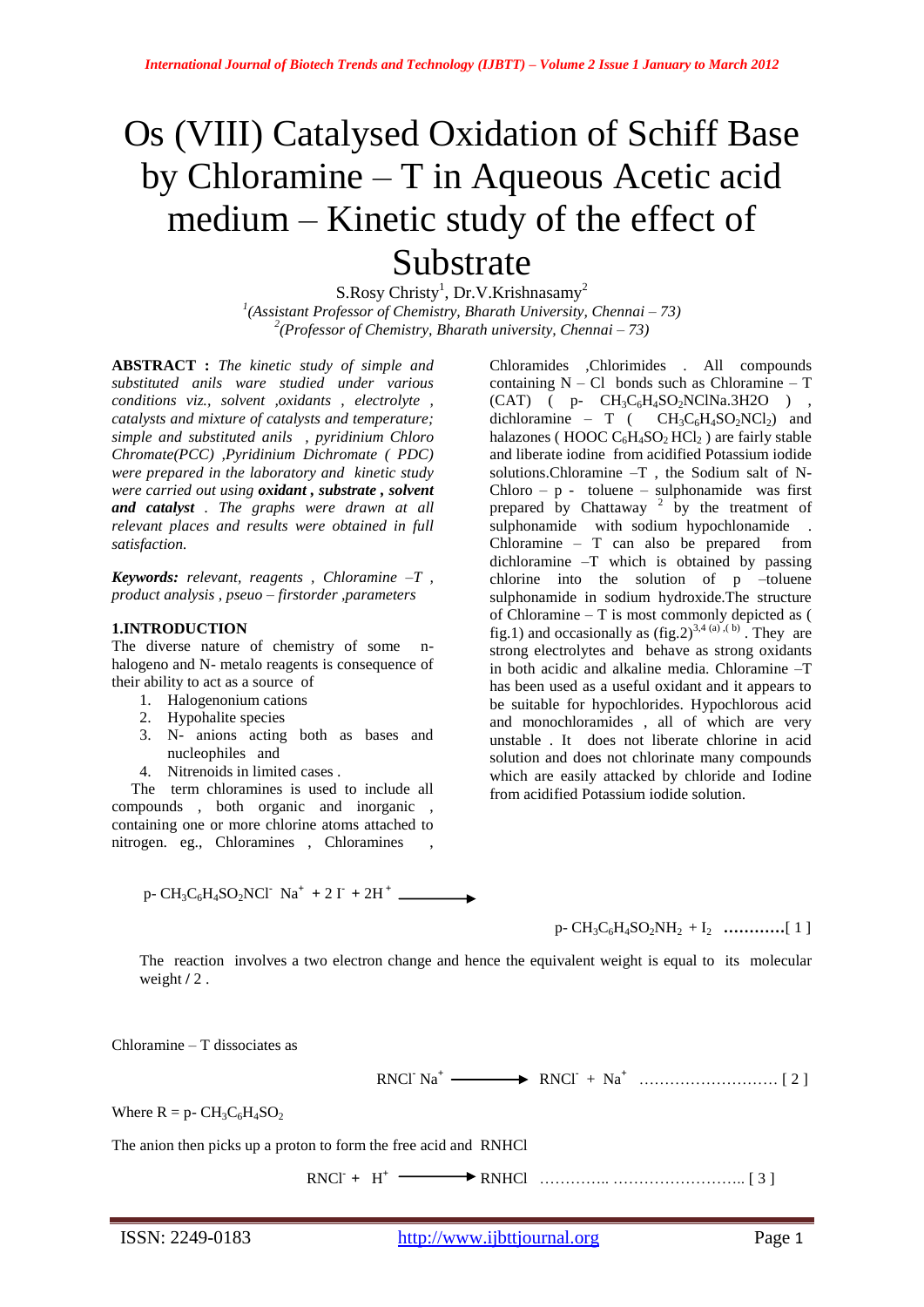# Os (VIII) Catalysed Oxidation of Schiff Base by Chloramine – T in Aqueous Acetic acid medium – Kinetic study of the effect of Substrate

S.Rosy Christy[1], Dr.V.Krishnasamy[2]

[1](Assistant Professor of Chemistry, Bharath University, Chennai – 73)

[2](Professor of Chemistry, Bharath university, Chennai – 73)

**ABSTRACT :** *The kinetic study of simple and substituted anils ware studied under various conditions viz., solvent ,oxidants , electrolyte , catalysts and mixture of catalysts and temperature; simple and substituted anils , pyridinium Chloro Chromate(PCC) ,Pyridinium Dichromate ( PDC) were prepared in the laboratory and kinetic study were carried out using* ***oxidant , substrate , solvent and catalyst*** *. The graphs were drawn at all relevant places and results were obtained in full satisfaction.*

***Keywords:*** *relevant, reagents , Chloramine –T , product analysis , pseuo – firstorder ,parameters*

## 1.INTRODUCTION

The diverse nature of chemistry of some n-halogeno and N- metalo reagents is consequence of their ability to act as a source of

1. Halogenonium cations
2. Hypohalite species
3. N- anions acting both as bases and nucleophiles and
4. Nitrenoids in limited cases .

The term chloramines is used to include all compounds , both organic and inorganic , containing one or more chlorine atoms attached to nitrogen. eg., Chloramines , Chloramines , Chloramides ,Chlorimides . All compounds containing N – Cl bonds such as Chloramine – T (CAT) ( p- $CH_3C_6H_4SO_2NClNa.3H2O$ ) , dichloramine – T ( $CH_3C_6H_4SO_2NCl_2$) and halazones ( HOOC $C_6H_4SO_2$ $HCl_2$ ) are fairly stable and liberate iodine from acidified Potassium iodide solutions.Chloramine –T , the Sodium salt of N- Chloro – p - toluene – sulphonamide was first prepared by Chattaway [2] by the treatment of sulphonamide with sodium hypochlonamide . Chloramine – T can also be prepared from dichloramine –T which is obtained by passing chlorine into the solution of p –toluene sulphonamide in sodium hydroxide.The structure of Chloramine – T is most commonly depicted as ( fig.1) and occasionally as (fig.2)[3,4 (a) ,( b)] . They are strong electrolytes and behave as strong oxidants in both acidic and alkaline media. Chloramine –T has been used as a useful oxidant and it appears to be suitable for hypochlorides. Hypochlorous acid and monochloramides , all of which are very unstable . It does not liberate chlorine in acid solution and does not chlorinate many compounds which are easily attacked by chloride and Iodine from acidified Potassium iodide solution.

$$p\text{- }CH_3C_6H_4SO_2NCl^- \; Na^+ + 2\,I^- + 2H^+ \longrightarrow p\text{- }CH_3C_6H_4SO_2NH_2 + I_2 \quad \text{...........[ 1 ]}$$

The reaction involves a two electron change and hence the equivalent weight is equal to its molecular weight / 2 .

Chloramine – T dissociates as

$$RNCl^- \, Na^+ \longrightarrow RNCl^- + Na^+ \quad \text{........................ [ 2 ]}$$

Where R = p- $CH_3C_6H_4SO_2$

The anion then picks up a proton to form the free acid and RNHCl

$$RNCl^- + H^+ \longrightarrow RNHCl \quad \text{.............. ........................ [ 3 ]}$$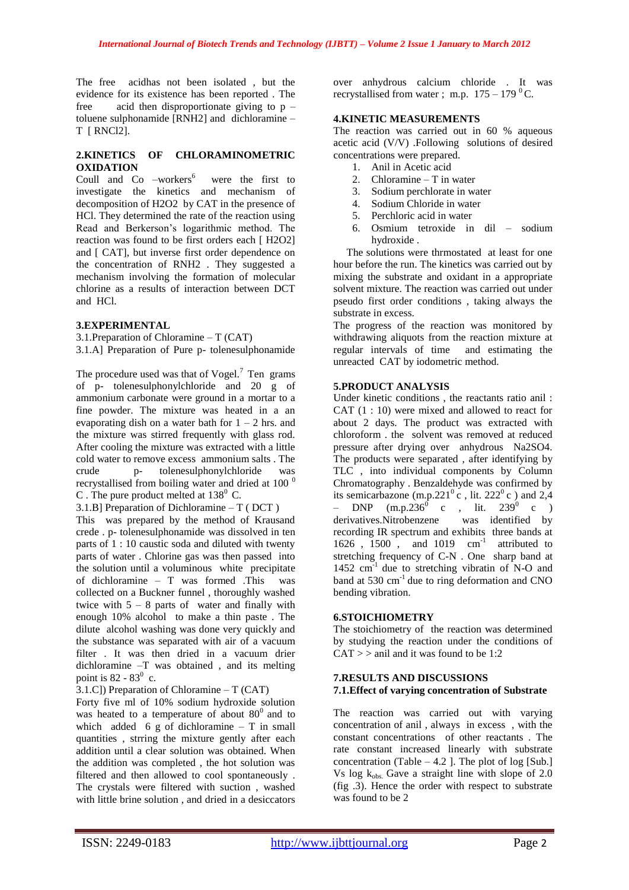The free acidhas not been isolated , but the evidence for its existence has been reported . The free acid then disproportionate giving to p – toluene sulphonamide [RNH2] and dichloramine – T [ RNCl2].

## 2.KINETICS OF CHLORAMINOMETRIC OXIDATION

Coull and Co –workers[6] were the first to investigate the kinetics and mechanism of decomposition of H2O2 by CAT in the presence of HCl. They determined the rate of the reaction using Read and Berkerson's logarithmic method. The reaction was found to be first orders each [ H2O2] and [ CAT], but inverse first order dependence on the concentration of RNH2 . They suggested a mechanism involving the formation of molecular chlorine as a results of interaction between DCT and HCl.

## 3.EXPERIMENTAL

3.1.Preparation of Chloramine – T (CAT)

3.1.A] Preparation of Pure p- tolenesulphonamide

The procedure used was that of Vogel.[7] Ten grams of p- tolenesulphonylchloride and 20 g of ammonium carbonate were ground in a mortar to a fine powder. The mixture was heated in a an evaporating dish on a water bath for 1 – 2 hrs. and the mixture was stirred frequently with glass rod. After cooling the mixture was extracted with a little cold water to remove excess ammonium salts . The crude p- tolenesulphonylchloride was recrystallised from boiling water and dried at 100 $^0$ C . The pure product melted at 138$^0$ C.

3.1.B] Preparation of Dichloramine – T ( DCT )

This was prepared by the method of Krausand crede . p- tolenesulphonamide was dissolved in ten parts of 1 : 10 caustic soda and diluted with twenty parts of water . Chlorine gas was then passed into the solution until a voluminous white precipitate of dichloramine – T was formed .This was collected on a Buckner funnel , thoroughly washed twice with 5 – 8 parts of water and finally with enough 10% alcohol to make a thin paste . The dilute alcohol washing was done very quickly and the substance was separated with air of a vacuum filter . It was then dried in a vacuum drier dichloramine –T was obtained , and its melting point is 82 - 83$^0$ c.

3.1.C]) Preparation of Chloramine – T (CAT)

Forty five ml of 10% sodium hydroxide solution was heated to a temperature of about 80$^0$ and to which added 6 g of dichloramine – T in small quantities , strring the mixture gently after each addition until a clear solution was obtained. When the addition was completed , the hot solution was filtered and then allowed to cool spontaneously . The crystals were filtered with suction , washed with little brine solution , and dried in a desiccators over anhydrous calcium chloride . It was recrystallised from water ; m.p. 175 – 179 $^0$C.

## 4.KINETIC MEASUREMENTS

The reaction was carried out in 60 % aqueous acetic acid (V/V) .Following solutions of desired concentrations were prepared.

1. Anil in Acetic acid
2. Chloramine – T in water
3. Sodium perchlorate in water
4. Sodium Chloride in water
5. Perchloric acid in water
6. Osmium tetroxide in dil – sodium hydroxide .

The solutions were thrmostated at least for one hour before the run. The kinetics was carried out by mixing the substrate and oxidant in a appropriate solvent mixture. The reaction was carried out under pseudo first order conditions , taking always the substrate in excess.

The progress of the reaction was monitored by withdrawing aliquots from the reaction mixture at regular intervals of time and estimating the unreacted CAT by iodometric method.

## 5.PRODUCT ANALYSIS

Under kinetic conditions , the reactants ratio anil : CAT (1 : 10) were mixed and allowed to react for about 2 days. The product was extracted with chloroform . the solvent was removed at reduced pressure after drying over anhydrous Na2SO4. The products were separated , after identifying by TLC , into individual components by Column Chromatography . Benzaldehyde was confirmed by its semicarbazone (m.p.221$^0$ c , lit. 222$^0$ c ) and 2,4 – DNP (m.p.236$^0$ c , lit. 239$^0$ c ) derivatives.Nitrobenzene was identified by recording IR spectrum and exhibits three bands at 1626 , 1500 , and 1019 cm$^{-1}$ attributed to stretching frequency of C-N . One sharp band at 1452 cm$^{-1}$ due to stretching vibrain of N-O and band at 530 cm$^{-1}$ due to ring deformation and CNO bending vibration.

## 6.STOICHIOMETRY

The stoichiometry of the reaction was determined by studying the reaction under the conditions of CAT > > anil and it was found to be 1:2

## 7.RESULTS AND DISCUSSIONS

### 7.1.Effect of varying concentration of Substrate

The reaction was carried out with varying concentration of anil , always in excess , with the constant concentrations of other reactants . The rate constant increased linearly with substrate concentration (Table – 4.2 ]. The plot of log [Sub.] Vs log $k_{obs.}$ Gave a straight line with slope of 2.0 (fig .3). Hence the order with respect to substrate was found to be 2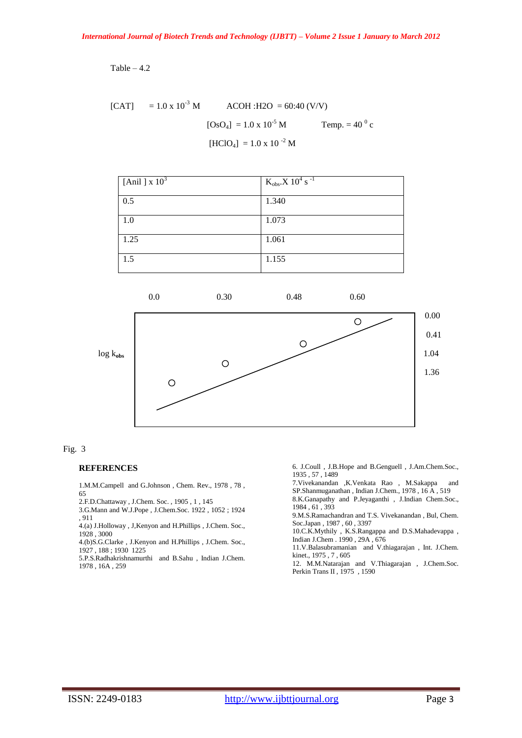Table – 4.2

$[CAT] = 1.0 \times 10^{-3}$ M      ACOH :H2O = 60:40 (V/V)

$[OsO_4] = 1.0 \times 10^{-5}$ M      Temp. = 40 $^{0}$ c

$[HClO_4] = 1.0 \times 10^{-2}$ M

| $[Anil] \times 10^{3}$ | $K_{obs}.X\ 10^{4}\ s^{-1}$ |
|---|---|
| 0.5 | 1.340 |
| 1.0 | 1.073 |
| 1.25 | 1.061 |
| 1.5 | 1.155 |

0.0
0.30
0.48
0.60

log $k_{obs}$

0.00
0.41
1.04
1.36

Fig. 3

## REFERENCES

1.M.M.Campell and G.Johnson , Chem. Rev., 1978 , 78 , 65

2.F.D.Chattaway , J.Chem. Soc. , 1905 , 1 , 145

3.G.Mann and W.J.Pope , J.Chem.Soc. 1922 , 1052 ; 1924 , 911

4.(a) J.Holloway , J,Kenyon and H.Phillips , J.Chem. Soc., 1928 , 3000

4.(b)S.G.Clarke , J.Kenyon and H.Phillips , J.Chem. Soc., 1927 , 188 ; 1930 1225

5.P.S.Radhakrishnamurthi and B.Sahu , Indian J.Chem. 1978 , 16A , 259

6. J.Coull , J.B.Hope and B.Genguell , J.Am.Chem.Soc., 1935 , 57 , 1489

7.Vivekanandan ,K.Venkata Rao , M.Sakappa and SP.Shanmuganathan , Indian J.Chem., 1978 , 16 A , 519

8.K.Ganapathy and P.Jeyaganthi , J.Indian Chem.Soc., 1984 , 61 , 393

9.M.S.Ramachandran and T.S. Vivekanandan , Bul, Chem. Soc.Japan , 1987 , 60 , 3397

10.C.K.Mythily , K.S.Rangappa and D.S.Mahadevappa , Indian J.Chem . 1990 , 29A , 676

11.V.Balasubramanian and V.thiagarajan , Int. J.Chem. kinet., 1975 , 7 , 605

12. M.M.Natarajan and V.Thiagarajan , J.Chem.Soc. Perkin Trans II , 1975 , 1590